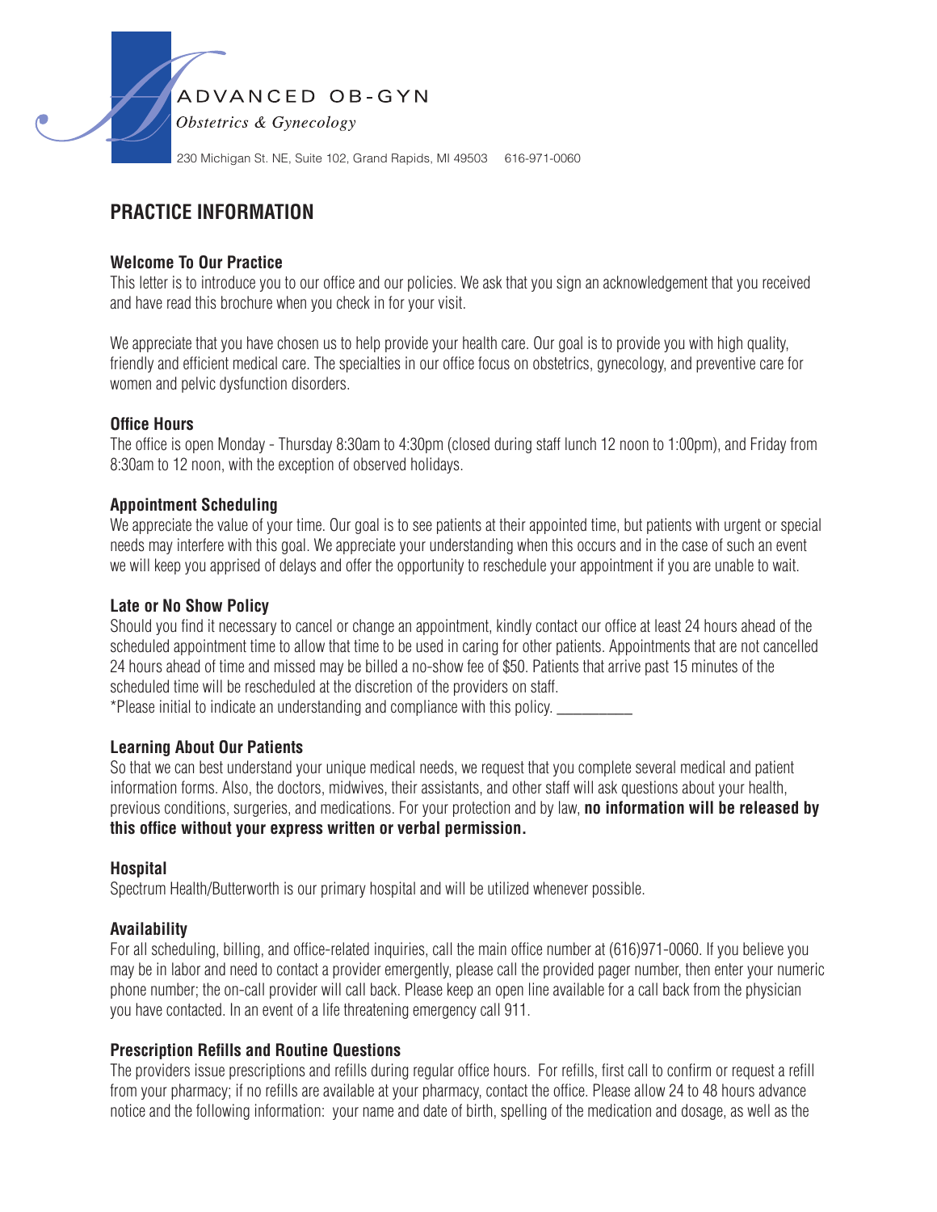ADVANCED OB-GYN

*Obstetrics & Gynecology*

230 Michigan St. NE, Suite 102, Grand Rapids, MI 49503 616-971-0060

# PRACTICE INFORMATION

### Welcome To Our Practice

This letter is to introduce you to our office and our policies. We ask that you sign an acknowledgement that you received and have read this brochure when you check in for your visit.

We appreciate that you have chosen us to help provide your health care. Our goal is to provide you with high quality, friendly and efficient medical care. The specialties in our office focus on obstetrics, gynecology, and preventive care for women and pelvic dysfunction disorders.

### Office Hours

The office is open Monday - Thursday 8:30am to 4:30pm (closed during staff lunch 12 noon to 1:00pm), and Friday from 8:30am to 12 noon, with the exception of observed holidays.

### Appointment Scheduling

We appreciate the value of your time. Our goal is to see patients at their appointed time, but patients with urgent or special needs may interfere with this goal. We appreciate your understanding when this occurs and in the case of such an event we will keep you apprised of delays and offer the opportunity to reschedule your appointment if you are unable to wait.

### Late or No Show Policy

Should you find it necessary to cancel or change an appointment, kindly contact our office at least 24 hours ahead of the scheduled appointment time to allow that time to be used in caring for other patients. Appointments that are not cancelled 24 hours ahead of time and missed may be billed a no-show fee of $50. Patients that arrive past 15 minutes of the scheduled time will be rescheduled at the discretion of the providers on staff.
*Please initial to indicate an understanding and compliance with this policy. __________

### Learning About Our Patients

So that we can best understand your unique medical needs, we request that you complete several medical and patient information forms. Also, the doctors, midwives, their assistants, and other staff will ask questions about your health, previous conditions, surgeries, and medications. For your protection and by law, **no information will be released by this office without your express written or verbal permission.**

### Hospital

Spectrum Health/Butterworth is our primary hospital and will be utilized whenever possible.

### Availability

For all scheduling, billing, and office-related inquiries, call the main office number at (616)971-0060. If you believe you may be in labor and need to contact a provider emergently, please call the provided pager number, then enter your numeric phone number; the on-call provider will call back. Please keep an open line available for a call back from the physician you have contacted. In an event of a life threatening emergency call 911.

### Prescription Refills and Routine Questions

The providers issue prescriptions and refills during regular office hours. For refills, first call to confirm or request a refill from your pharmacy; if no refills are available at your pharmacy, contact the office. Please allow 24 to 48 hours advance notice and the following information: your name and date of birth, spelling of the medication and dosage, as well as the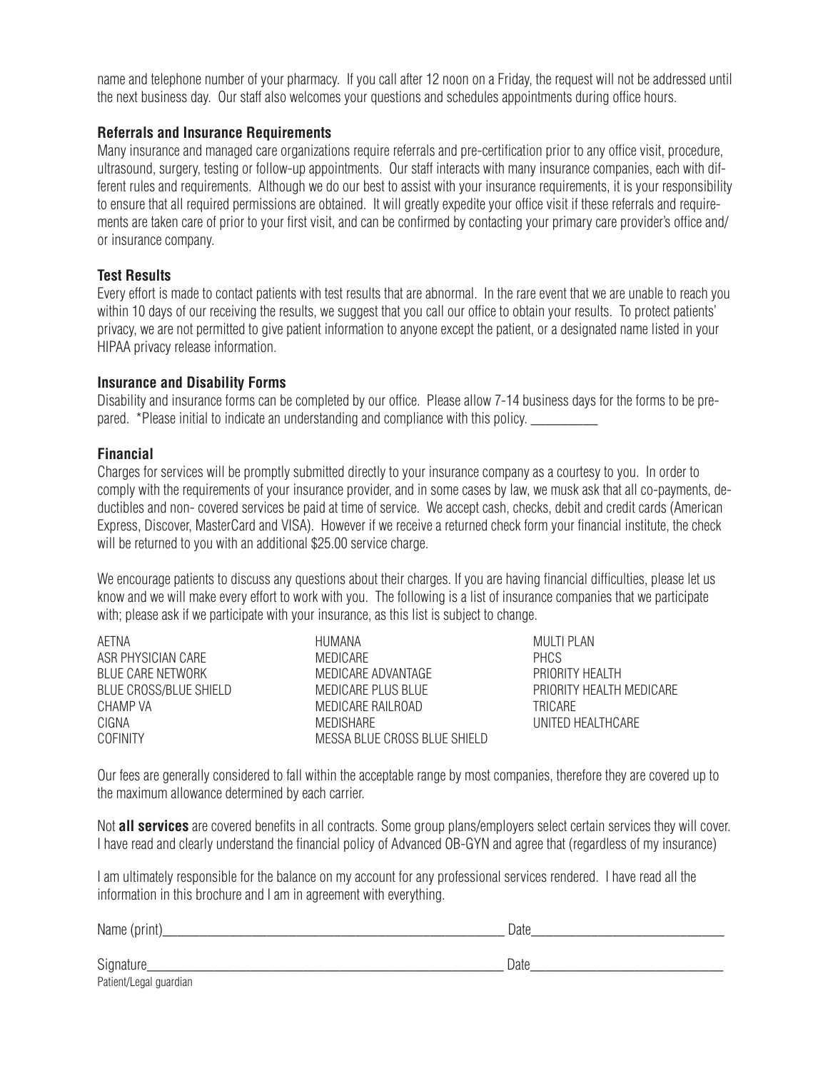name and telephone number of your pharmacy. If you call after 12 noon on a Friday, the request will not be addressed until the next business day. Our staff also welcomes your questions and schedules appointments during office hours.

**Referrals and Insurance Requirements**

Many insurance and managed care organizations require referrals and pre-certification prior to any office visit, procedure, ultrasound, surgery, testing or follow-up appointments. Our staff interacts with many insurance companies, each with different rules and requirements. Although we do our best to assist with your insurance requirements, it is your responsibility to ensure that all required permissions are obtained. It will greatly expedite your office visit if these referrals and requirements are taken care of prior to your first visit, and can be confirmed by contacting your primary care provider's office and/or insurance company.

**Test Results**

Every effort is made to contact patients with test results that are abnormal. In the rare event that we are unable to reach you within 10 days of our receiving the results, we suggest that you call our office to obtain your results. To protect patients' privacy, we are not permitted to give patient information to anyone except the patient, or a designated name listed in your HIPAA privacy release information.

**Insurance and Disability Forms**

Disability and insurance forms can be completed by our office. Please allow 7-14 business days for the forms to be prepared. *Please initial to indicate an understanding and compliance with this policy. __________

**Financial**

Charges for services will be promptly submitted directly to your insurance company as a courtesy to you. In order to comply with the requirements of your insurance provider, and in some cases by law, we musk ask that all co-payments, deductibles and non- covered services be paid at time of service. We accept cash, checks, debit and credit cards (American Express, Discover, MasterCard and VISA). However if we receive a returned check form your financial institute, the check will be returned to you with an additional $25.00 service charge.

We encourage patients to discuss any questions about their charges. If you are having financial difficulties, please let us know and we will make every effort to work with you. The following is a list of insurance companies that we participate with; please ask if we participate with your insurance, as this list is subject to change.

| | | |
|---|---|---|
| AETNA | HUMANA | MULTI PLAN |
| ASR PHYSICIAN CARE | MEDICARE | PHCS |
| BLUE CARE NETWORK | MEDICARE ADVANTAGE | PRIORITY HEALTH |
| BLUE CROSS/BLUE SHIELD | MEDICARE PLUS BLUE | PRIORITY HEALTH MEDICARE |
| CHAMP VA | MEDICARE RAILROAD | TRICARE |
| CIGNA | MEDISHARE | UNITED HEALTHCARE |
| COFINITY | MESSA BLUE CROSS BLUE SHIELD | |

Our fees are generally considered to fall within the acceptable range by most companies, therefore they are covered up to the maximum allowance determined by each carrier.

Not **all services** are covered benefits in all contracts. Some group plans/employers select certain services they will cover. I have read and clearly understand the financial policy of Advanced OB-GYN and agree that (regardless of my insurance)

I am ultimately responsible for the balance on my account for any professional services rendered. I have read all the information in this brochure and I am in agreement with everything.

Name (print)____________________________________________________ Date____________________________

Signature______________________________________________________ Date____________________________
Patient/Legal guardian